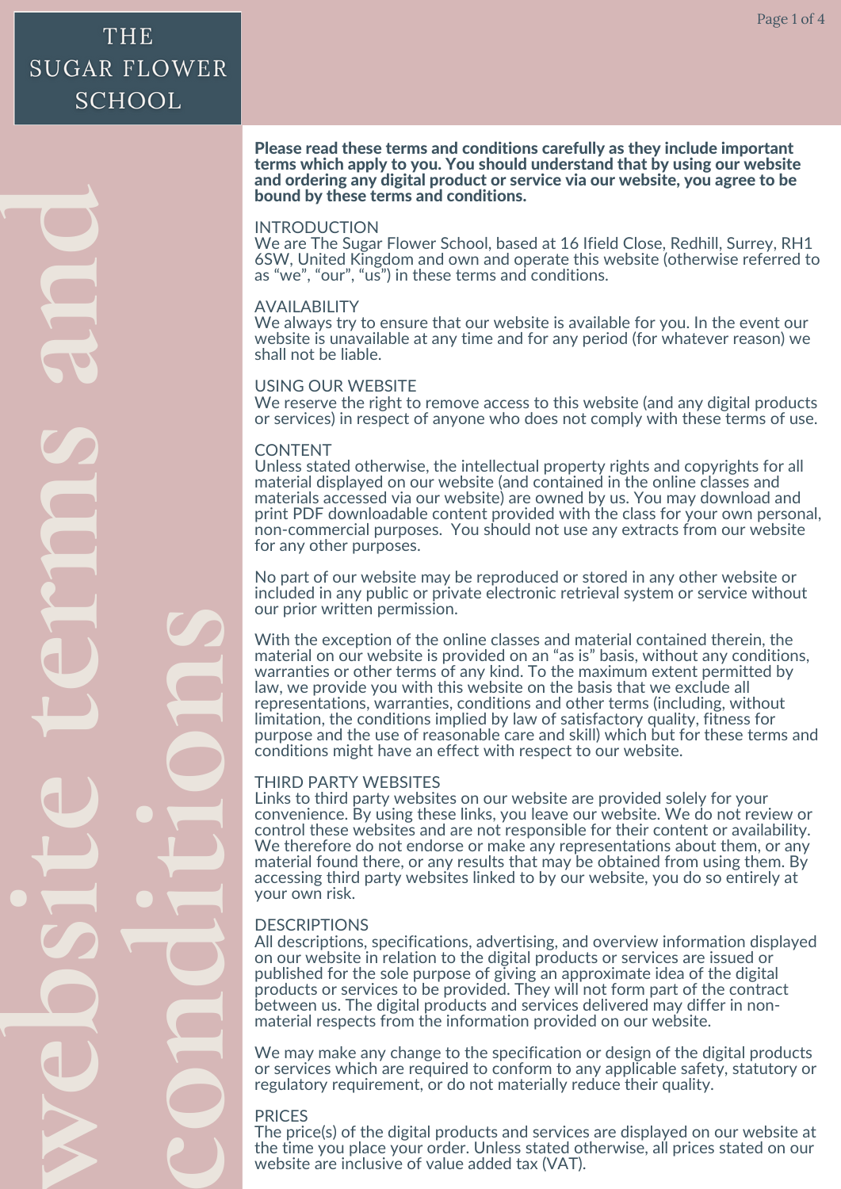# THE SUGAR FLOWER SCHOOL

# website terms and conditions

**Please read these terms and conditions carefully as they include important terms which apply to you. You should understand that by using our website and ordering any digital product or service via our website, you agree to be bound by these terms and conditions.**

## INTRODUCTION

We are The Sugar Flower School, based at 16 Ifield Close, Redhill, Surrey, RH1 6SW, United Kingdom and own and operate this website (otherwise referred to as "we", "our", "us") in these terms and conditions.

## AVAILABILITY

We always try to ensure that our website is available for you. In the event our website is unavailable at any time and for any period (for whatever reason) we shall not be liable.

## USING OUR WEBSITE

We reserve the right to remove access to this website (and any digital products or services) in respect of anyone who does not comply with these terms of use.

## CONTENT

Unless stated otherwise, the intellectual property rights and copyrights for all material displayed on our website (and contained in the online classes and materials accessed via our website) are owned by us. You may download and print PDF downloadable content provided with the class for your own personal, non-commercial purposes. You should not use any extracts from our website for any other purposes.

No part of our website may be reproduced or stored in any other website or included in any public or private electronic retrieval system or service without our prior written permission.

With the exception of the online classes and material contained therein, the material on our website is provided on an "as is" basis, without any conditions, warranties or other terms of any kind. To the maximum extent permitted by law, we provide you with this website on the basis that we exclude all representations, warranties, conditions and other terms (including, without limitation, the conditions implied by law of satisfactory quality, fitness for purpose and the use of reasonable care and skill) which but for these terms and conditions might have an effect with respect to our website.

## THIRD PARTY WEBSITES

Links to third party websites on our website are provided solely for your convenience. By using these links, you leave our website. We do not review or control these websites and are not responsible for their content or availability. We therefore do not endorse or make any representations about them, or any material found there, or any results that may be obtained from using them. By accessing third party websites linked to by our website, you do so entirely at your own risk.

## DESCRIPTIONS

All descriptions, specifications, advertising, and overview information displayed on our website in relation to the digital products or services are issued or published for the sole purpose of giving an approximate idea of the digital products or services to be provided. They will not form part of the contract between us. The digital products and services delivered may differ in non-material respects from the information provided on our website.

We may make any change to the specification or design of the digital products or services which are required to conform to any applicable safety, statutory or regulatory requirement, or do not materially reduce their quality.

## PRICES

The price(s) of the digital products and services are displayed on our website at the time you place your order. Unless stated otherwise, all prices stated on our website are inclusive of value added tax (VAT).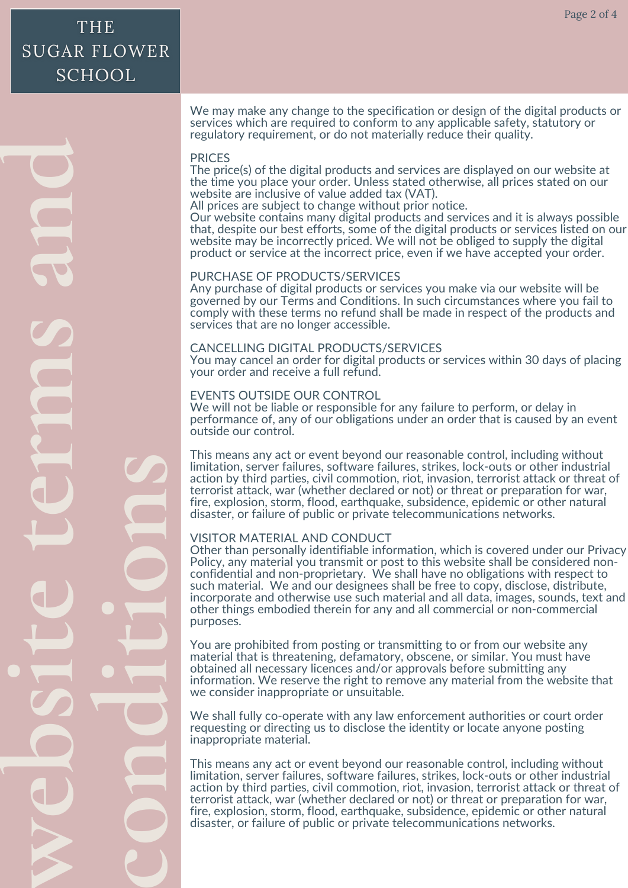We may make any change to the specification or design of the digital products or services which are required to conform to any applicable safety, statutory or regulatory requirement, or do not materially reduce their quality.

## PRICES

The price(s) of the digital products and services are displayed on our website at the time you place your order. Unless stated otherwise, all prices stated on our website are inclusive of value added tax (VAT).

All prices are subject to change without prior notice.

Our website contains many digital products and services and it is always possible that, despite our best efforts, some of the digital products or services listed on our website may be incorrectly priced. We will not be obliged to supply the digital product or service at the incorrect price, even if we have accepted your order.

## PURCHASE OF PRODUCTS/SERVICES

Any purchase of digital products or services you make via our website will be governed by our Terms and Conditions. In such circumstances where you fail to comply with these terms no refund shall be made in respect of the products and services that are no longer accessible.

## CANCELLING DIGITAL PRODUCTS/SERVICES

You may cancel an order for digital products or services within 30 days of placing your order and receive a full refund.

## EVENTS OUTSIDE OUR CONTROL

We will not be liable or responsible for any failure to perform, or delay in performance of, any of our obligations under an order that is caused by an event outside our control.

This means any act or event beyond our reasonable control, including without limitation, server failures, software failures, strikes, lock-outs or other industrial action by third parties, civil commotion, riot, invasion, terrorist attack or threat of terrorist attack, war (whether declared or not) or threat or preparation for war, fire, explosion, storm, flood, earthquake, subsidence, epidemic or other natural disaster, or failure of public or private telecommunications networks.

## VISITOR MATERIAL AND CONDUCT

Other than personally identifiable information, which is covered under our Privacy Policy, any material you transmit or post to this website shall be considered non-confidential and non-proprietary. We shall have no obligations with respect to such material. We and our designees shall be free to copy, disclose, distribute, incorporate and otherwise use such material and all data, images, sounds, text and other things embodied therein for any and all commercial or non-commercial purposes.

You are prohibited from posting or transmitting to or from our website any material that is threatening, defamatory, obscene, or similar. You must have obtained all necessary licences and/or approvals before submitting any information. We reserve the right to remove any material from the website that we consider inappropriate or unsuitable.

We shall fully co-operate with any law enforcement authorities or court order requesting or directing us to disclose the identity or locate anyone posting inappropriate material.

This means any act or event beyond our reasonable control, including without limitation, server failures, software failures, strikes, lock-outs or other industrial action by third parties, civil commotion, riot, invasion, terrorist attack or threat of terrorist attack, war (whether declared or not) or threat or preparation for war, fire, explosion, storm, flood, earthquake, subsidence, epidemic or other natural disaster, or failure of public or private telecommunications networks.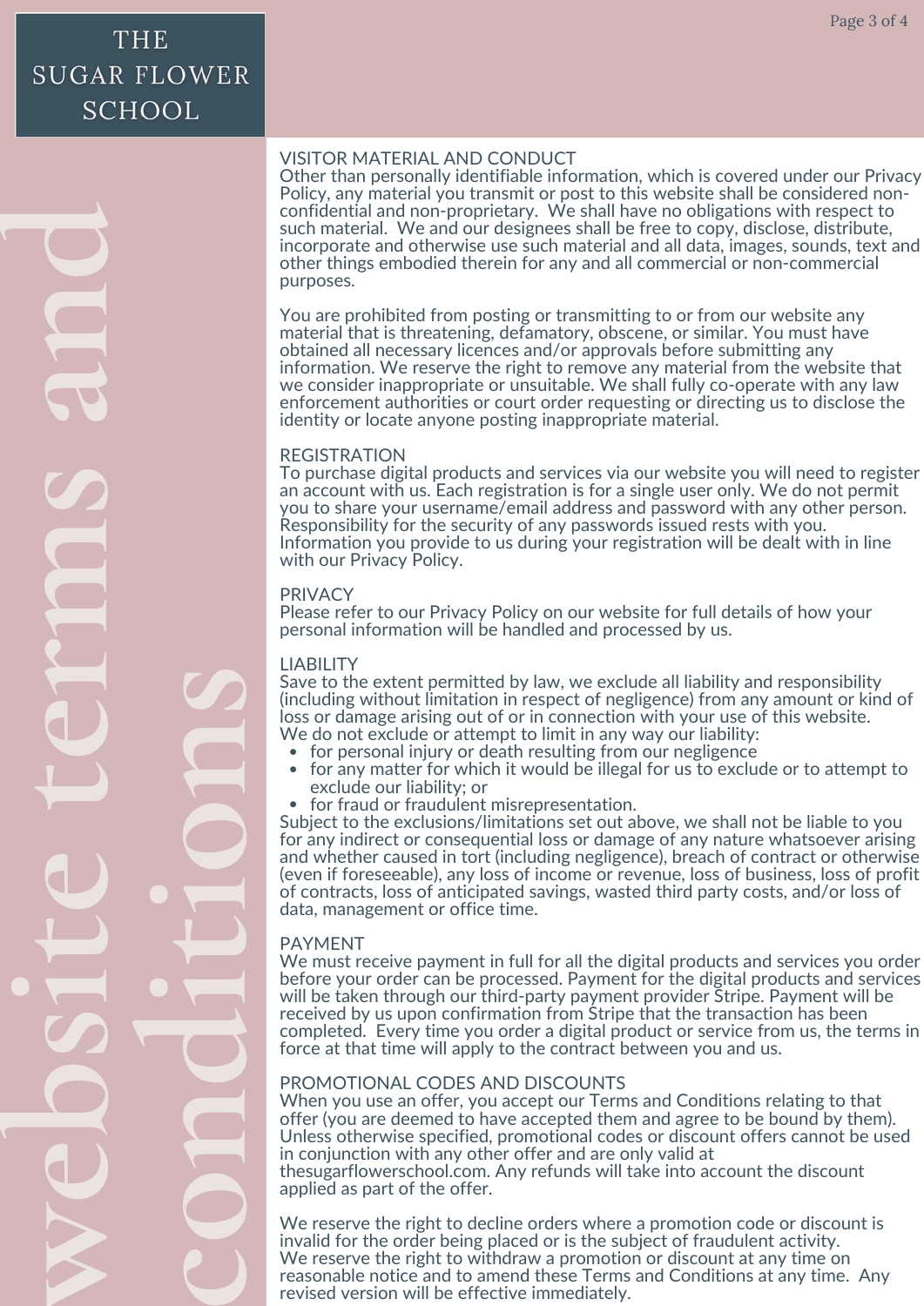## VISITOR MATERIAL AND CONDUCT

Other than personally identifiable information, which is covered under our Privacy Policy, any material you transmit or post to this website shall be considered non-confidential and non-proprietary. We shall have no obligations with respect to such material. We and our designees shall be free to copy, disclose, distribute, incorporate and otherwise use such material and all data, images, sounds, text and other things embodied therein for any and all commercial or non-commercial purposes.

You are prohibited from posting or transmitting to or from our website any material that is threatening, defamatory, obscene, or similar. You must have obtained all necessary licences and/or approvals before submitting any information. We reserve the right to remove any material from the website that we consider inappropriate or unsuitable. We shall fully co-operate with any law enforcement authorities or court order requesting or directing us to disclose the identity or locate anyone posting inappropriate material.

## REGISTRATION

To purchase digital products and services via our website you will need to register an account with us. Each registration is for a single user only. We do not permit you to share your username/email address and password with any other person. Responsibility for the security of any passwords issued rests with you. Information you provide to us during your registration will be dealt with in line with our Privacy Policy.

## PRIVACY

Please refer to our Privacy Policy on our website for full details of how your personal information will be handled and processed by us.

## LIABILITY

Save to the extent permitted by law, we exclude all liability and responsibility (including without limitation in respect of negligence) from any amount or kind of loss or damage arising out of or in connection with your use of this website.
We do not exclude or attempt to limit in any way our liability:

- for personal injury or death resulting from our negligence
- for any matter for which it would be illegal for us to exclude or to attempt to exclude our liability; or
- for fraud or fraudulent misrepresentation.

Subject to the exclusions/limitations set out above, we shall not be liable to you for any indirect or consequential loss or damage of any nature whatsoever arising and whether caused in tort (including negligence), breach of contract or otherwise (even if foreseeable), any loss of income or revenue, loss of business, loss of profit of contracts, loss of anticipated savings, wasted third party costs, and/or loss of data, management or office time.

## PAYMENT

We must receive payment in full for all the digital products and services you order before your order can be processed. Payment for the digital products and services will be taken through our third-party payment provider Stripe. Payment will be received by us upon confirmation from Stripe that the transaction has been completed. Every time you order a digital product or service from us, the terms in force at that time will apply to the contract between you and us.

## PROMOTIONAL CODES AND DISCOUNTS

When you use an offer, you accept our Terms and Conditions relating to that offer (you are deemed to have accepted them and agree to be bound by them). Unless otherwise specified, promotional codes or discount offers cannot be used in conjunction with any other offer and are only valid at thesugarflowerschool.com. Any refunds will take into account the discount applied as part of the offer.

We reserve the right to decline orders where a promotion code or discount is invalid for the order being placed or is the subject of fraudulent activity.
We reserve the right to withdraw a promotion or discount at any time on reasonable notice and to amend these Terms and Conditions at any time. Any revised version will be effective immediately.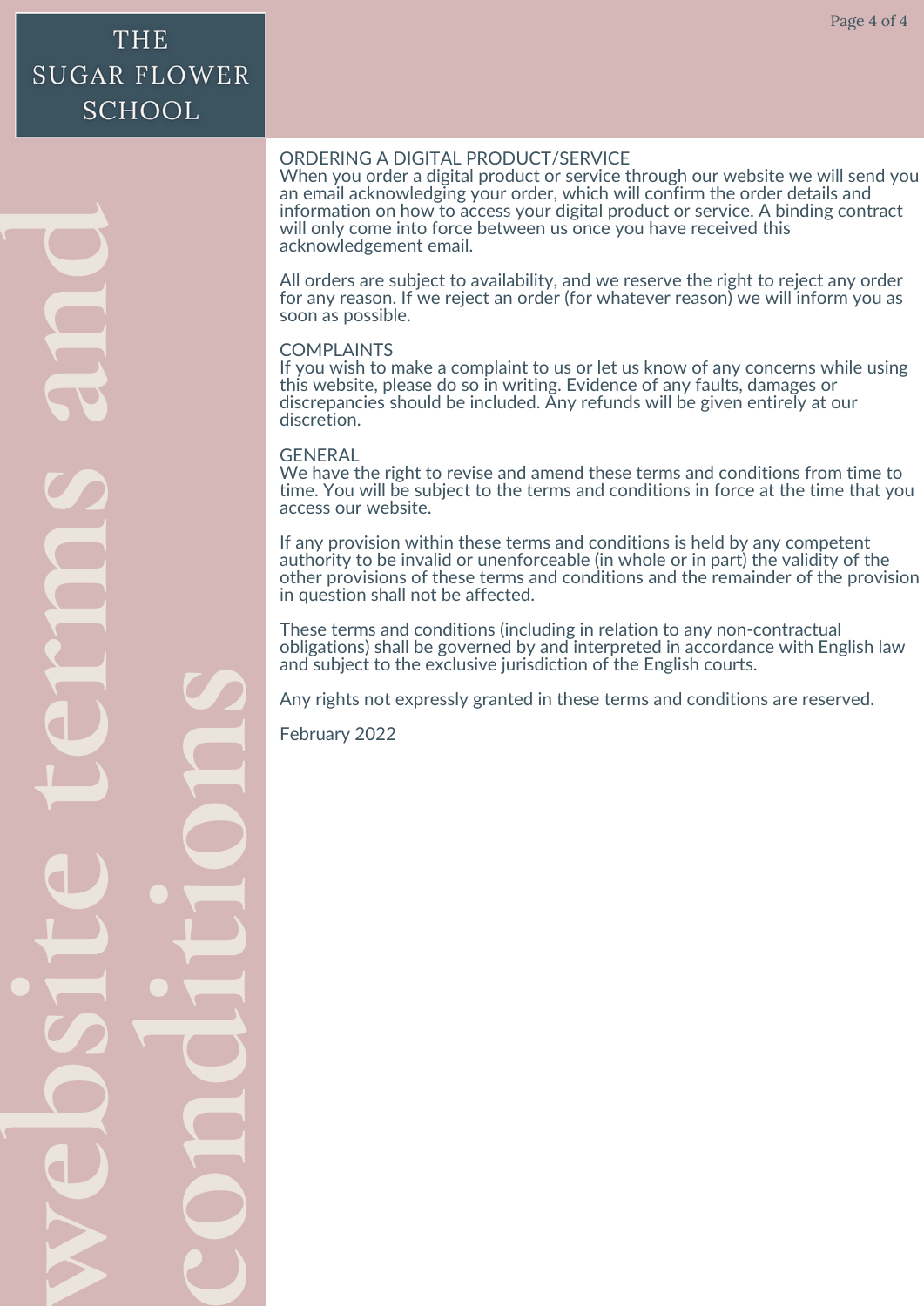THE SUGAR FLOWER SCHOOL

website terms and conditions

## ORDERING A DIGITAL PRODUCT/SERVICE

When you order a digital product or service through our website we will send you an email acknowledging your order, which will confirm the order details and information on how to access your digital product or service. A binding contract will only come into force between us once you have received this acknowledgement email.

All orders are subject to availability, and we reserve the right to reject any order for any reason. If we reject an order (for whatever reason) we will inform you as soon as possible.

## COMPLAINTS

If you wish to make a complaint to us or let us know of any concerns while using this website, please do so in writing. Evidence of any faults, damages or discrepancies should be included. Any refunds will be given entirely at our discretion.

## GENERAL

We have the right to revise and amend these terms and conditions from time to time. You will be subject to the terms and conditions in force at the time that you access our website.

If any provision within these terms and conditions is held by any competent authority to be invalid or unenforceable (in whole or in part) the validity of the other provisions of these terms and conditions and the remainder of the provision in question shall not be affected.

These terms and conditions (including in relation to any non-contractual obligations) shall be governed by and interpreted in accordance with English law and subject to the exclusive jurisdiction of the English courts.

Any rights not expressly granted in these terms and conditions are reserved.

February 2022